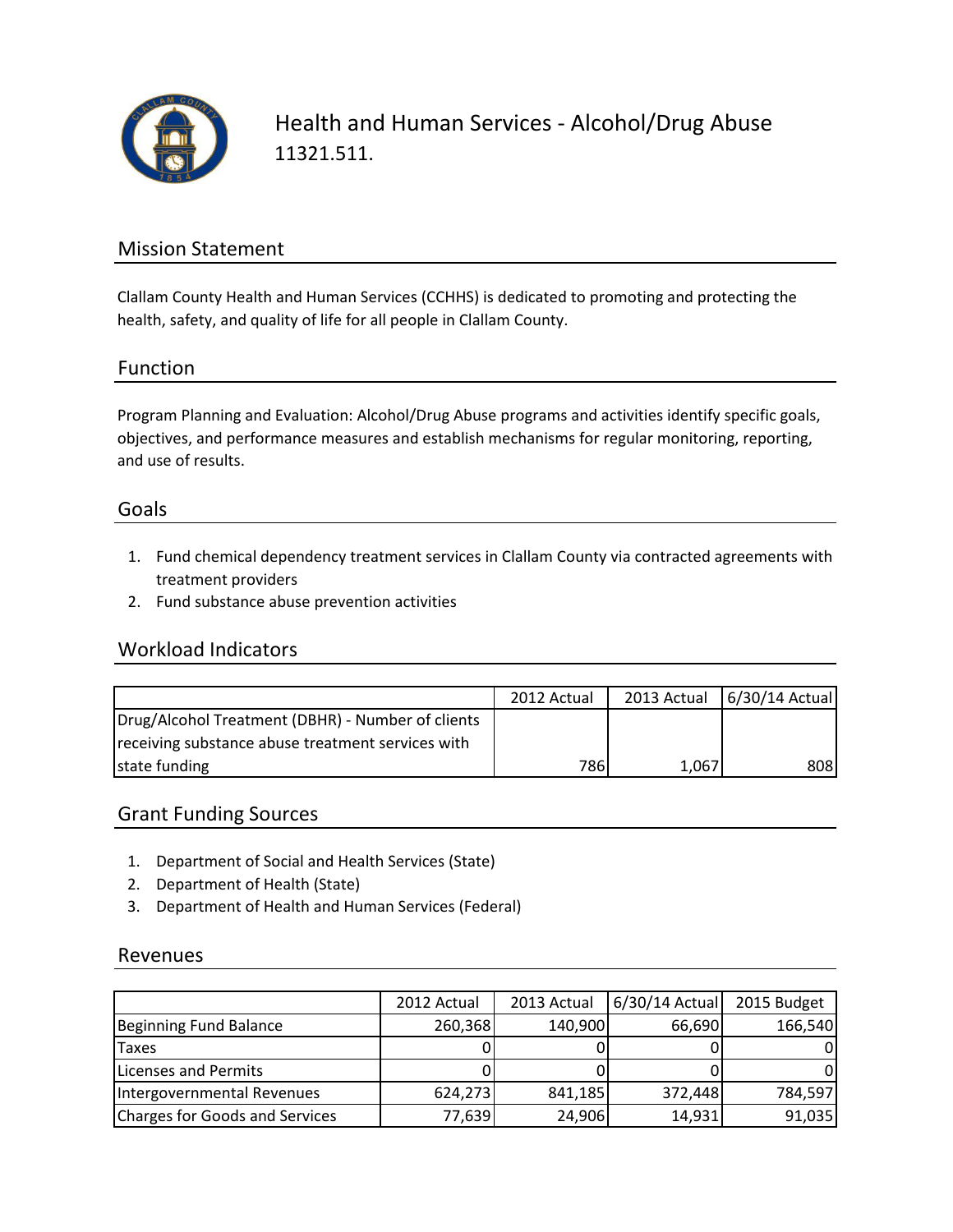# Health and Human Services - Alcohol/Drug Abuse

11321.511.

## Mission Statement

Clallam County Health and Human Services (CCHHS) is dedicated to promoting and protecting the health, safety, and quality of life for all people in Clallam County.

## Function

Program Planning and Evaluation: Alcohol/Drug Abuse programs and activities identify specific goals, objectives, and performance measures and establish mechanisms for regular monitoring, reporting, and use of results.

## Goals

1. Fund chemical dependency treatment services in Clallam County via contracted agreements with treatment providers
2. Fund substance abuse prevention activities

## Workload Indicators

| | 2012 Actual | 2013 Actual | 6/30/14 Actual |
|---|---|---|---|
| Drug/Alcohol Treatment (DBHR) - Number of clients receiving substance abuse treatment services with state funding | 786 | 1,067 | 808 |

## Grant Funding Sources

1. Department of Social and Health Services (State)
2. Department of Health (State)
3. Department of Health and Human Services (Federal)

## Revenues

| | 2012 Actual | 2013 Actual | 6/30/14 Actual | 2015 Budget |
|---|---|---|---|---|
| Beginning Fund Balance | 260,368 | 140,900 | 66,690 | 166,540 |
| Taxes | 0 | 0 | 0 | 0 |
| Licenses and Permits | 0 | 0 | 0 | 0 |
| Intergovernmental Revenues | 624,273 | 841,185 | 372,448 | 784,597 |
| Charges for Goods and Services | 77,639 | 24,906 | 14,931 | 91,035 |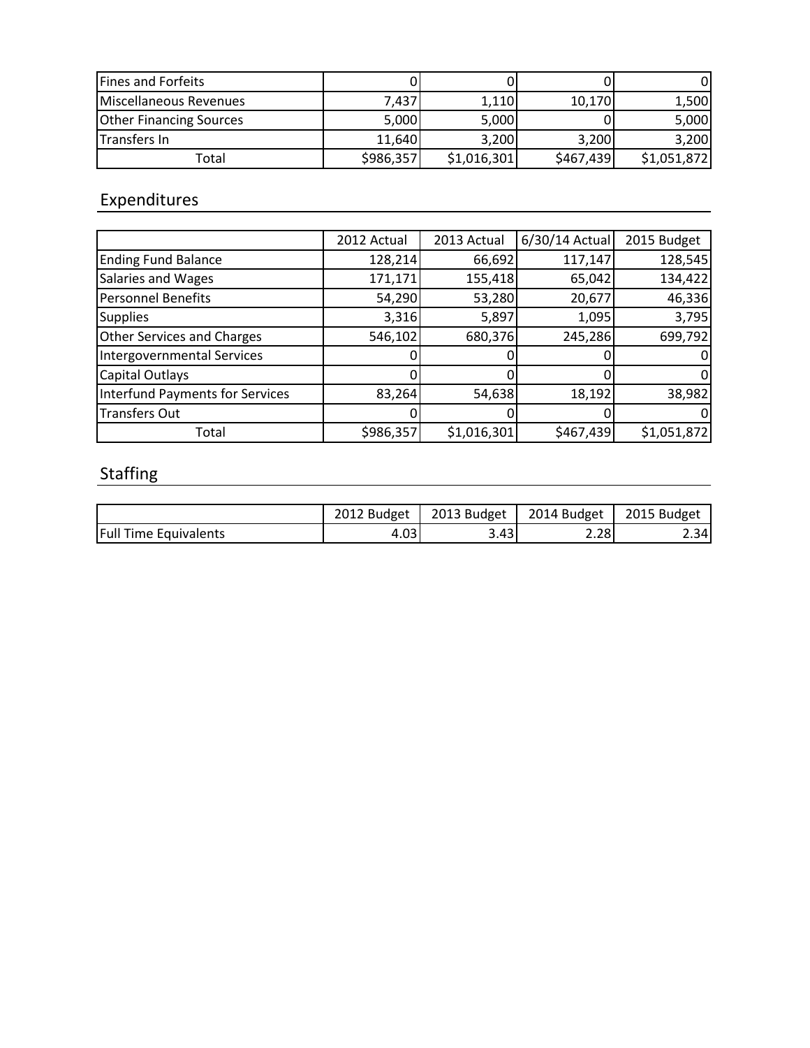| | | | | |
|---|---|---|---|---|
| Fines and Forfeits | 0 | 0 | 0 | 0 |
| Miscellaneous Revenues | 7,437 | 1,110 | 10,170 | 1,500 |
| Other Financing Sources | 5,000 | 5,000 | 0 | 5,000 |
| Transfers In | 11,640 | 3,200 | 3,200 | 3,200 |
| Total | $986,357 | $1,016,301 | $467,439 | $1,051,872 |

## Expenditures

| | 2012 Actual | 2013 Actual | 6/30/14 Actual | 2015 Budget |
|---|---|---|---|---|
| Ending Fund Balance | 128,214 | 66,692 | 117,147 | 128,545 |
| Salaries and Wages | 171,171 | 155,418 | 65,042 | 134,422 |
| Personnel Benefits | 54,290 | 53,280 | 20,677 | 46,336 |
| Supplies | 3,316 | 5,897 | 1,095 | 3,795 |
| Other Services and Charges | 546,102 | 680,376 | 245,286 | 699,792 |
| Intergovernmental Services | 0 | 0 | 0 | 0 |
| Capital Outlays | 0 | 0 | 0 | 0 |
| Interfund Payments for Services | 83,264 | 54,638 | 18,192 | 38,982 |
| Transfers Out | 0 | 0 | 0 | 0 |
| Total | $986,357 | $1,016,301 | $467,439 | $1,051,872 |

## Staffing

| | 2012 Budget | 2013 Budget | 2014 Budget | 2015 Budget |
|---|---|---|---|---|
| Full Time Equivalents | 4.03 | 3.43 | 2.28 | 2.34 |